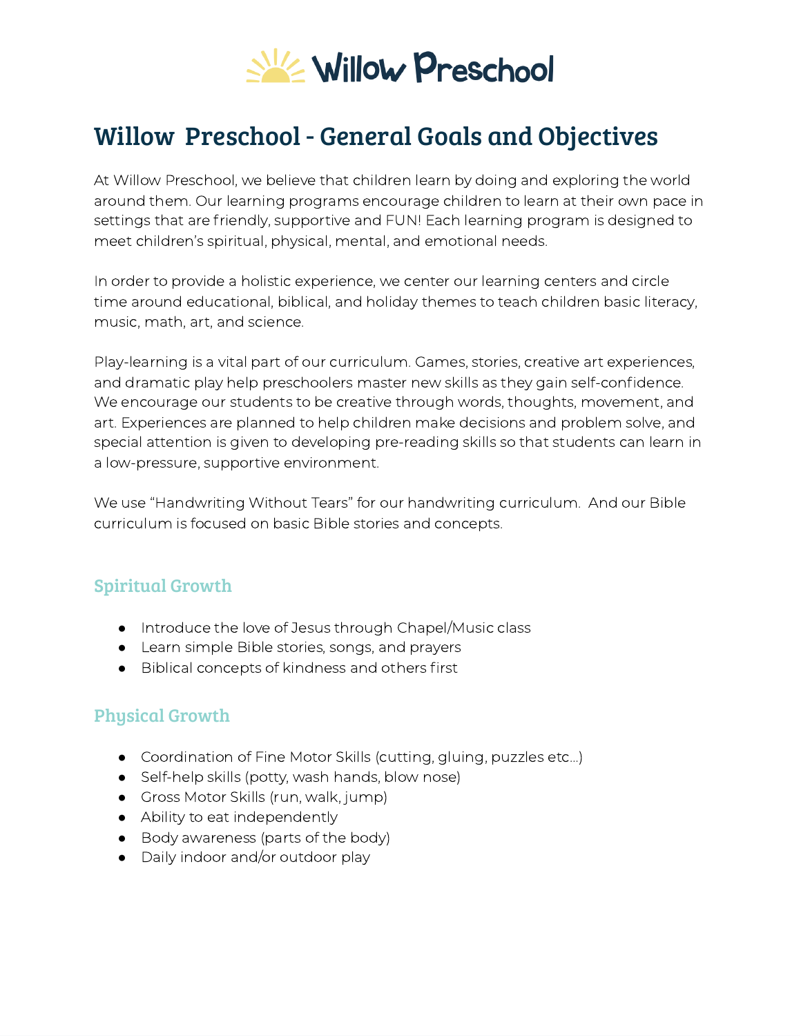Willow Preschool

# Willow  Preschool - General Goals and Objectives

At Willow Preschool, we believe that children learn by doing and exploring the world around them. Our learning programs encourage children to learn at their own pace in settings that are friendly, supportive and FUN! Each learning program is designed to meet children's spiritual, physical, mental, and emotional needs.

In order to provide a holistic experience, we center our learning centers and circle time around educational, biblical, and holiday themes to teach children basic literacy, music, math, art, and science.

Play-learning is a vital part of our curriculum. Games, stories, creative art experiences, and dramatic play help preschoolers master new skills as they gain self-confidence. We encourage our students to be creative through words, thoughts, movement, and art. Experiences are planned to help children make decisions and problem solve, and special attention is given to developing pre-reading skills so that students can learn in a low-pressure, supportive environment.

We use "Handwriting Without Tears" for our handwriting curriculum.  And our Bible curriculum is focused on basic Bible stories and concepts.

## Spiritual Growth

- Introduce the love of Jesus through Chapel/Music class
- Learn simple Bible stories, songs, and prayers
- Biblical concepts of kindness and others first

## Physical Growth

- Coordination of Fine Motor Skills (cutting, gluing, puzzles etc...)
- Self-help skills (potty, wash hands, blow nose)
- Gross Motor Skills (run, walk, jump)
- Ability to eat independently
- Body awareness (parts of the body)
- Daily indoor and/or outdoor play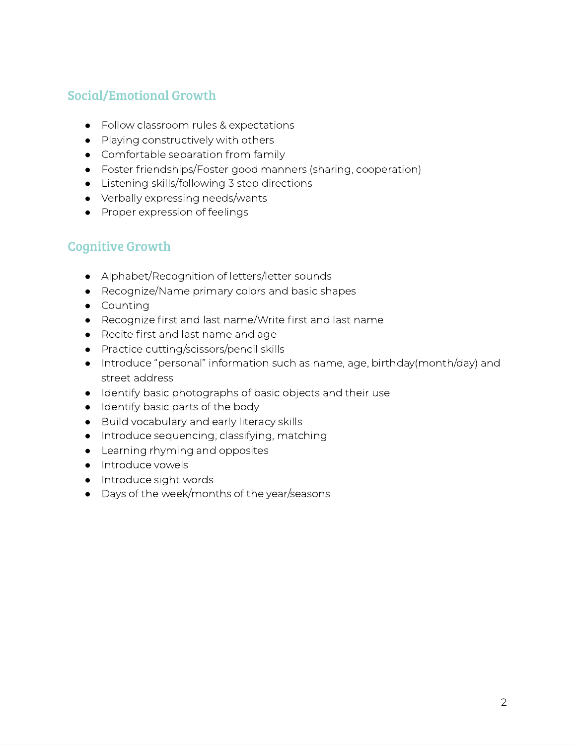## Social/Emotional Growth

- Follow classroom rules & expectations
- Playing constructively with others
- Comfortable separation from family
- Foster friendships/Foster good manners (sharing, cooperation)
- Listening skills/following 3 step directions
- Verbally expressing needs/wants
- Proper expression of feelings

## Cognitive Growth

- Alphabet/Recognition of letters/letter sounds
- Recognize/Name primary colors and basic shapes
- Counting
- Recognize first and last name/Write first and last name
- Recite first and last name and age
- Practice cutting/scissors/pencil skills
- Introduce "personal" information such as name, age, birthday(month/day) and street address
- Identify basic photographs of basic objects and their use
- Identify basic parts of the body
- Build vocabulary and early literacy skills
- Introduce sequencing, classifying, matching
- Learning rhyming and opposites
- Introduce vowels
- Introduce sight words
- Days of the week/months of the year/seasons